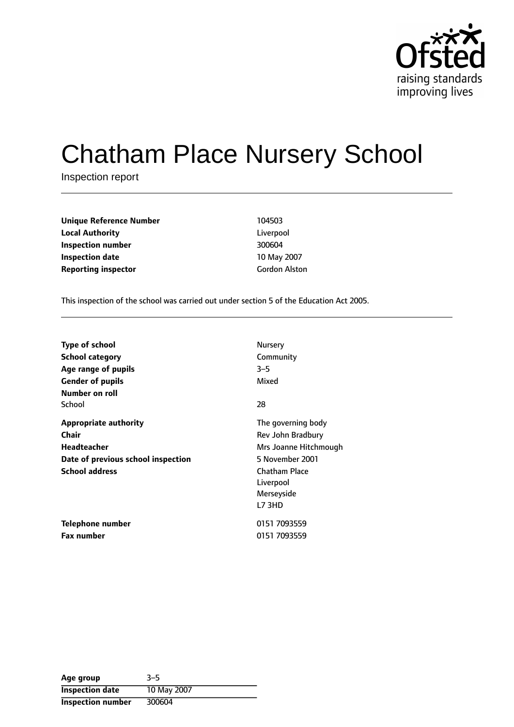Ofsted
raising standards
improving lives

# Chatham Place Nursery School

Inspection report

| | |
|---|---|
| **Unique Reference Number** | 104503 |
| **Local Authority** | Liverpool |
| **Inspection number** | 300604 |
| **Inspection date** | 10 May 2007 |
| **Reporting inspector** | Gordon Alston |

This inspection of the school was carried out under section 5 of the Education Act 2005.

| | |
|---|---|
| **Type of school** | Nursery |
| **School category** | Community |
| **Age range of pupils** | 3–5 |
| **Gender of pupils** | Mixed |
| **Number on roll** | |
| School | 28 |
| **Appropriate authority** | The governing body |
| **Chair** | Rev John Bradbury |
| **Headteacher** | Mrs Joanne Hitchmough |
| **Date of previous school inspection** | 5 November 2001 |
| **School address** | Chatham Place<br>Liverpool<br>Merseyside<br>L7 3HD |
| **Telephone number** | 0151 7093559 |
| **Fax number** | 0151 7093559 |

| | |
|---|---|
| **Age group** | 3–5 |
| **Inspection date** | 10 May 2007 |
| **Inspection number** | 300604 |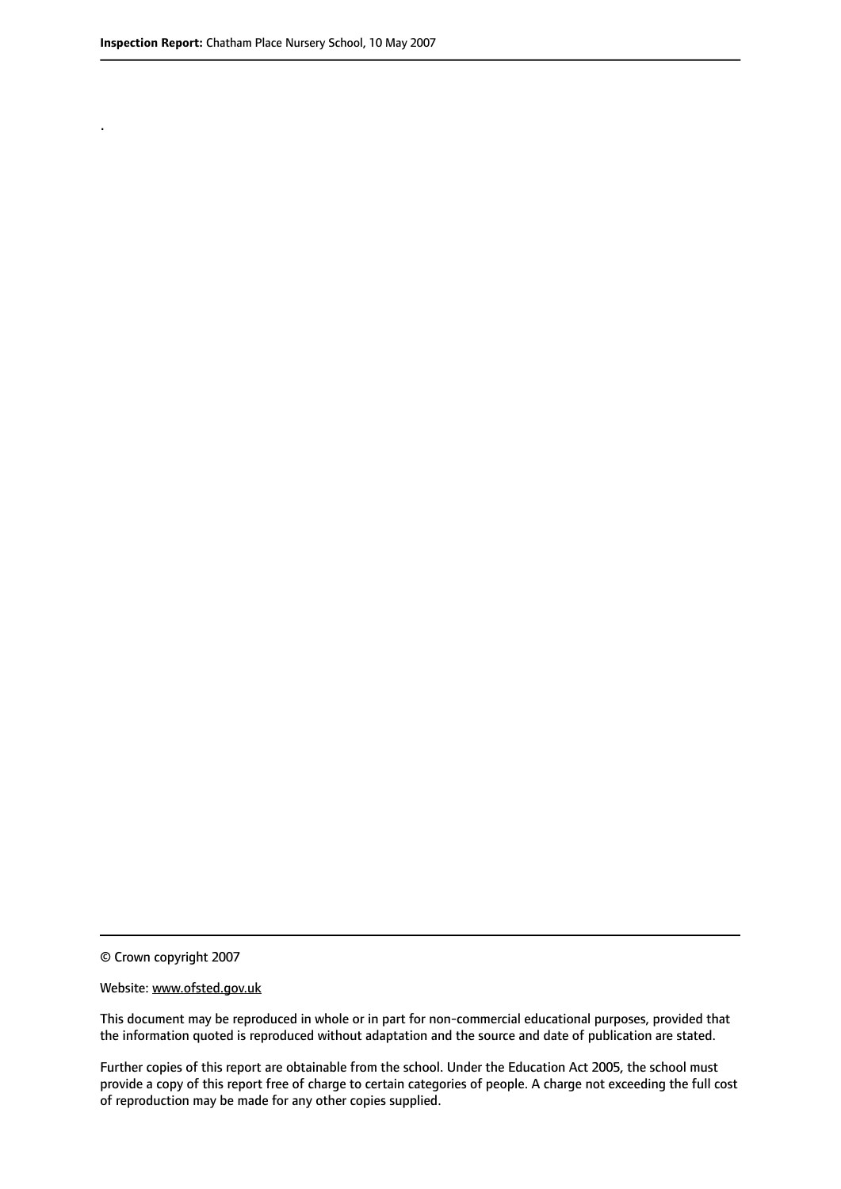.

© Crown copyright 2007

Website: www.ofsted.gov.uk

This document may be reproduced in whole or in part for non-commercial educational purposes, provided that the information quoted is reproduced without adaptation and the source and date of publication are stated.

Further copies of this report are obtainable from the school. Under the Education Act 2005, the school must provide a copy of this report free of charge to certain categories of people. A charge not exceeding the full cost of reproduction may be made for any other copies supplied.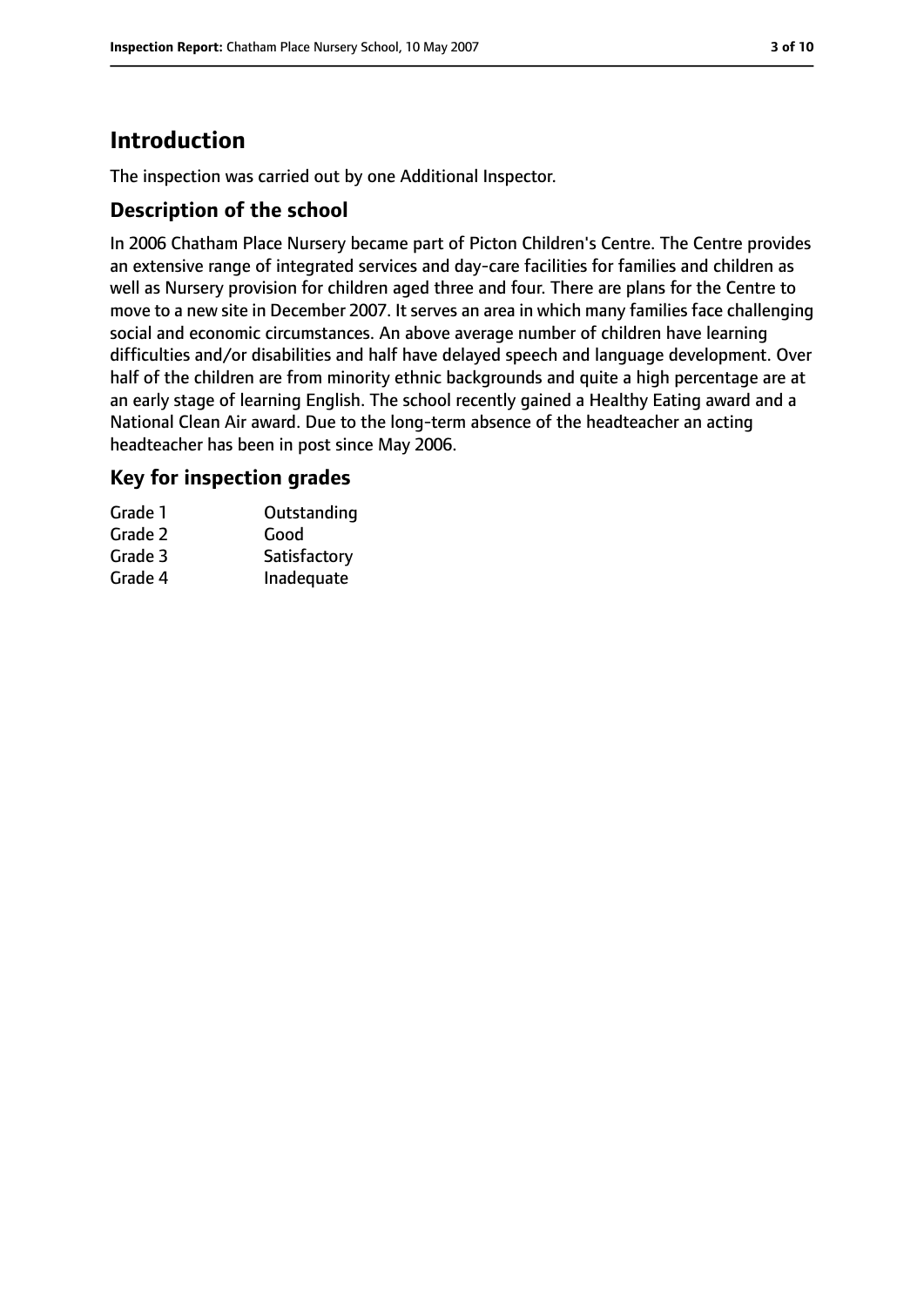# Introduction

The inspection was carried out by one Additional Inspector.

## Description of the school

In 2006 Chatham Place Nursery became part of Picton Children's Centre. The Centre provides an extensive range of integrated services and day-care facilities for families and children as well as Nursery provision for children aged three and four. There are plans for the Centre to move to a new site in December 2007. It serves an area in which many families face challenging social and economic circumstances. An above average number of children have learning difficulties and/or disabilities and half have delayed speech and language development. Over half of the children are from minority ethnic backgrounds and quite a high percentage are at an early stage of learning English. The school recently gained a Healthy Eating award and a National Clean Air award. Due to the long-term absence of the headteacher an acting headteacher has been in post since May 2006.

## Key for inspection grades

| | |
|---|---|
| Grade 1 | Outstanding |
| Grade 2 | Good |
| Grade 3 | Satisfactory |
| Grade 4 | Inadequate |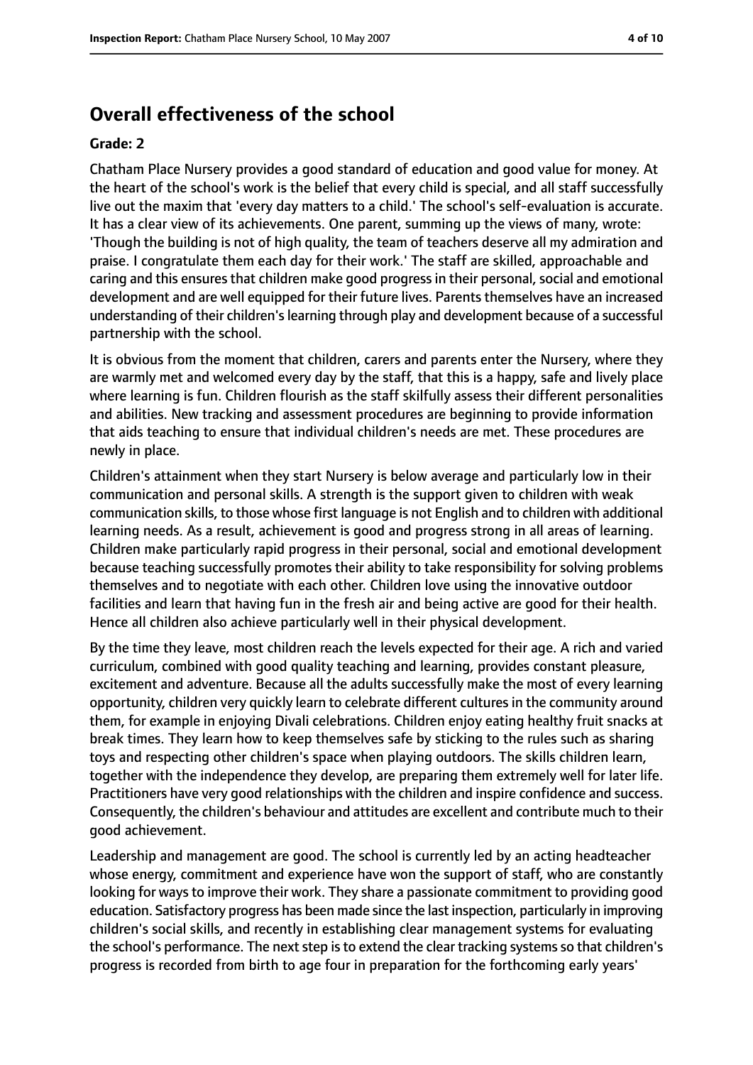## Overall effectiveness of the school

**Grade: 2**

Chatham Place Nursery provides a good standard of education and good value for money. At the heart of the school's work is the belief that every child is special, and all staff successfully live out the maxim that 'every day matters to a child.' The school's self-evaluation is accurate. It has a clear view of its achievements. One parent, summing up the views of many, wrote: 'Though the building is not of high quality, the team of teachers deserve all my admiration and praise. I congratulate them each day for their work.' The staff are skilled, approachable and caring and this ensures that children make good progress in their personal, social and emotional development and are well equipped for their future lives. Parents themselves have an increased understanding of their children's learning through play and development because of a successful partnership with the school.

It is obvious from the moment that children, carers and parents enter the Nursery, where they are warmly met and welcomed every day by the staff, that this is a happy, safe and lively place where learning is fun. Children flourish as the staff skilfully assess their different personalities and abilities. New tracking and assessment procedures are beginning to provide information that aids teaching to ensure that individual children's needs are met. These procedures are newly in place.

Children's attainment when they start Nursery is below average and particularly low in their communication and personal skills. A strength is the support given to children with weak communication skills, to those whose first language is not English and to children with additional learning needs. As a result, achievement is good and progress strong in all areas of learning. Children make particularly rapid progress in their personal, social and emotional development because teaching successfully promotes their ability to take responsibility for solving problems themselves and to negotiate with each other. Children love using the innovative outdoor facilities and learn that having fun in the fresh air and being active are good for their health. Hence all children also achieve particularly well in their physical development.

By the time they leave, most children reach the levels expected for their age. A rich and varied curriculum, combined with good quality teaching and learning, provides constant pleasure, excitement and adventure. Because all the adults successfully make the most of every learning opportunity, children very quickly learn to celebrate different cultures in the community around them, for example in enjoying Divali celebrations. Children enjoy eating healthy fruit snacks at break times. They learn how to keep themselves safe by sticking to the rules such as sharing toys and respecting other children's space when playing outdoors. The skills children learn, together with the independence they develop, are preparing them extremely well for later life. Practitioners have very good relationships with the children and inspire confidence and success. Consequently, the children's behaviour and attitudes are excellent and contribute much to their good achievement.

Leadership and management are good. The school is currently led by an acting headteacher whose energy, commitment and experience have won the support of staff, who are constantly looking for ways to improve their work. They share a passionate commitment to providing good education. Satisfactory progress has been made since the last inspection, particularly in improving children's social skills, and recently in establishing clear management systems for evaluating the school's performance. The next step is to extend the clear tracking systems so that children's progress is recorded from birth to age four in preparation for the forthcoming early years'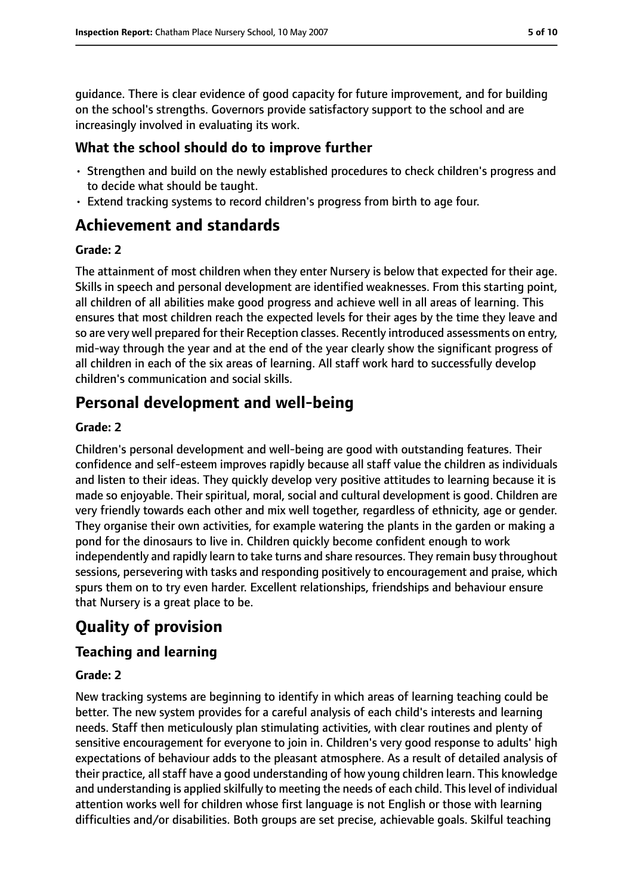guidance. There is clear evidence of good capacity for future improvement, and for building on the school's strengths. Governors provide satisfactory support to the school and are increasingly involved in evaluating its work.

### What the school should do to improve further

- Strengthen and build on the newly established procedures to check children's progress and to decide what should be taught.
- Extend tracking systems to record children's progress from birth to age four.

## Achievement and standards

#### Grade: 2

The attainment of most children when they enter Nursery is below that expected for their age. Skills in speech and personal development are identified weaknesses. From this starting point, all children of all abilities make good progress and achieve well in all areas of learning. This ensures that most children reach the expected levels for their ages by the time they leave and so are very well prepared for their Reception classes. Recently introduced assessments on entry, mid-way through the year and at the end of the year clearly show the significant progress of all children in each of the six areas of learning. All staff work hard to successfully develop children's communication and social skills.

## Personal development and well-being

#### Grade: 2

Children's personal development and well-being are good with outstanding features. Their confidence and self-esteem improves rapidly because all staff value the children as individuals and listen to their ideas. They quickly develop very positive attitudes to learning because it is made so enjoyable. Their spiritual, moral, social and cultural development is good. Children are very friendly towards each other and mix well together, regardless of ethnicity, age or gender. They organise their own activities, for example watering the plants in the garden or making a pond for the dinosaurs to live in. Children quickly become confident enough to work independently and rapidly learn to take turns and share resources. They remain busy throughout sessions, persevering with tasks and responding positively to encouragement and praise, which spurs them on to try even harder. Excellent relationships, friendships and behaviour ensure that Nursery is a great place to be.

## Quality of provision

### Teaching and learning

#### Grade: 2

New tracking systems are beginning to identify in which areas of learning teaching could be better. The new system provides for a careful analysis of each child's interests and learning needs. Staff then meticulously plan stimulating activities, with clear routines and plenty of sensitive encouragement for everyone to join in. Children's very good response to adults' high expectations of behaviour adds to the pleasant atmosphere. As a result of detailed analysis of their practice, all staff have a good understanding of how young children learn. This knowledge and understanding is applied skilfully to meeting the needs of each child. This level of individual attention works well for children whose first language is not English or those with learning difficulties and/or disabilities. Both groups are set precise, achievable goals. Skilful teaching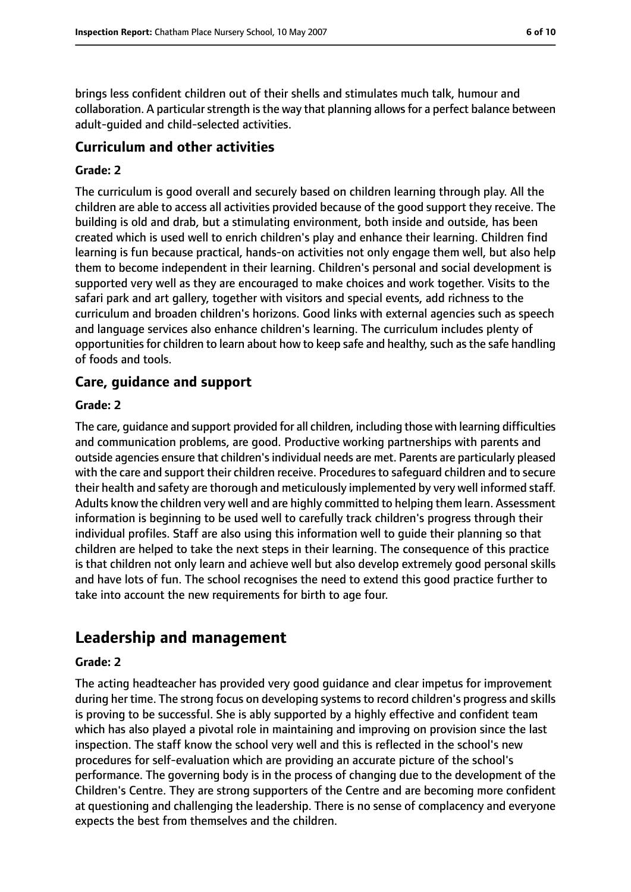brings less confident children out of their shells and stimulates much talk, humour and collaboration. A particular strength is the way that planning allows for a perfect balance between adult-guided and child-selected activities.

### Curriculum and other activities

#### Grade: 2

The curriculum is good overall and securely based on children learning through play. All the children are able to access all activities provided because of the good support they receive. The building is old and drab, but a stimulating environment, both inside and outside, has been created which is used well to enrich children's play and enhance their learning. Children find learning is fun because practical, hands-on activities not only engage them well, but also help them to become independent in their learning. Children's personal and social development is supported very well as they are encouraged to make choices and work together. Visits to the safari park and art gallery, together with visitors and special events, add richness to the curriculum and broaden children's horizons. Good links with external agencies such as speech and language services also enhance children's learning. The curriculum includes plenty of opportunities for children to learn about how to keep safe and healthy, such as the safe handling of foods and tools.

### Care, guidance and support

#### Grade: 2

The care, guidance and support provided for all children, including those with learning difficulties and communication problems, are good. Productive working partnerships with parents and outside agencies ensure that children's individual needs are met. Parents are particularly pleased with the care and support their children receive. Procedures to safeguard children and to secure their health and safety are thorough and meticulously implemented by very well informed staff. Adults know the children very well and are highly committed to helping them learn. Assessment information is beginning to be used well to carefully track children's progress through their individual profiles. Staff are also using this information well to guide their planning so that children are helped to take the next steps in their learning. The consequence of this practice is that children not only learn and achieve well but also develop extremely good personal skills and have lots of fun. The school recognises the need to extend this good practice further to take into account the new requirements for birth to age four.

## Leadership and management

#### Grade: 2

The acting headteacher has provided very good guidance and clear impetus for improvement during her time. The strong focus on developing systems to record children's progress and skills is proving to be successful. She is ably supported by a highly effective and confident team which has also played a pivotal role in maintaining and improving on provision since the last inspection. The staff know the school very well and this is reflected in the school's new procedures for self-evaluation which are providing an accurate picture of the school's performance. The governing body is in the process of changing due to the development of the Children's Centre. They are strong supporters of the Centre and are becoming more confident at questioning and challenging the leadership. There is no sense of complacency and everyone expects the best from themselves and the children.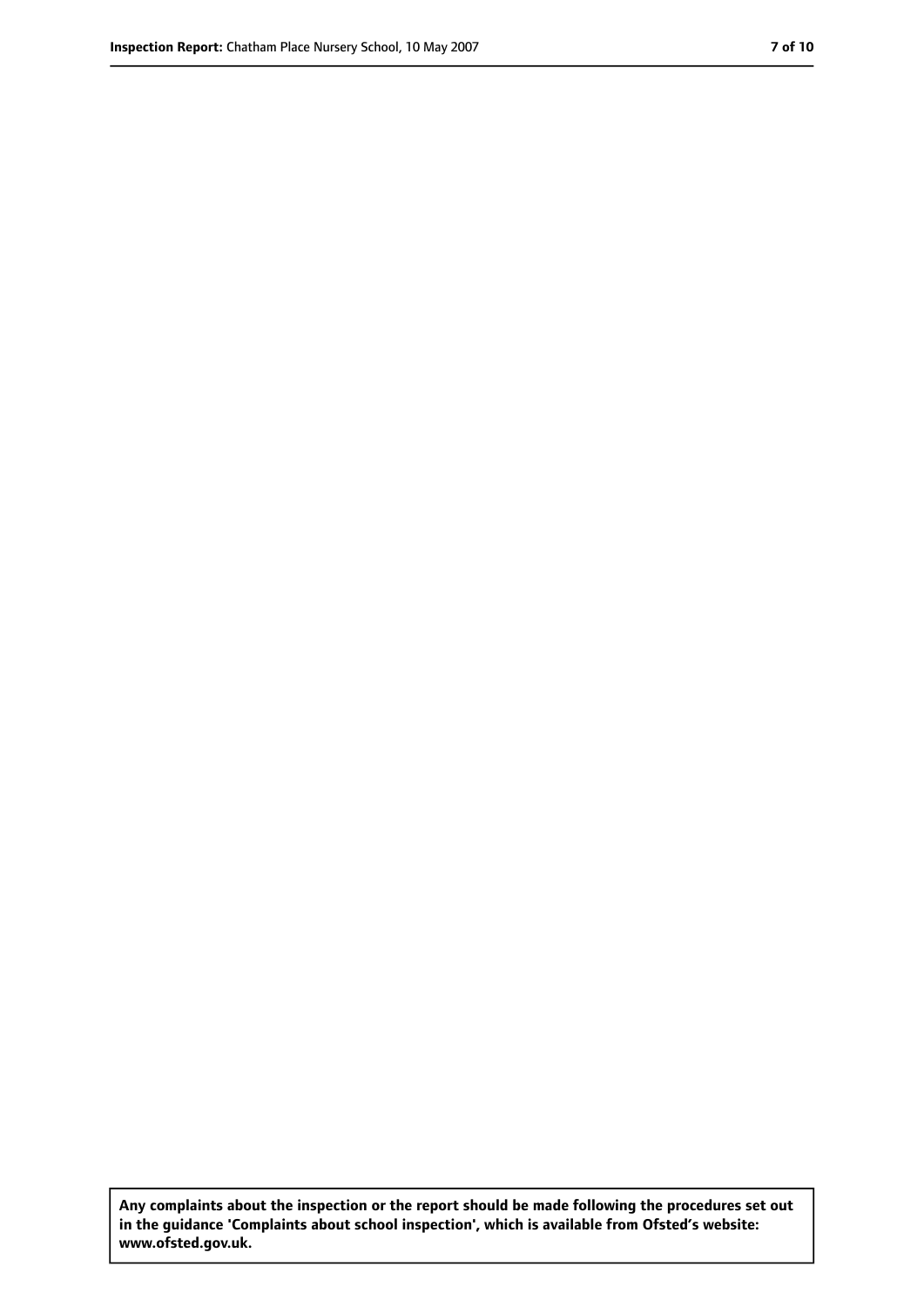**Any complaints about the inspection or the report should be made following the procedures set out in the guidance 'Complaints about school inspection', which is available from Ofsted's website: www.ofsted.gov.uk.**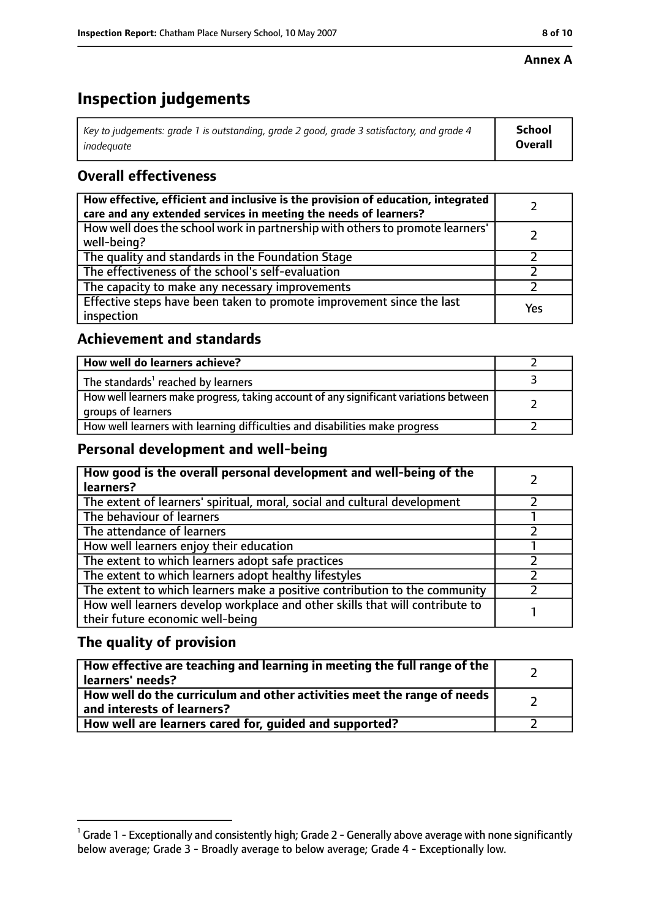**Annex A**

# Inspection judgements

| *Key to judgements: grade 1 is outstanding, grade 2 good, grade 3 satisfactory, and grade 4 inadequate* | **School Overall** |
|---|---|

## Overall effectiveness

| | |
|---|---|
| **How effective, efficient and inclusive is the provision of education, integrated care and any extended services in meeting the needs of learners?** | 2 |
| How well does the school work in partnership with others to promote learners' well-being? | 2 |
| The quality and standards in the Foundation Stage | 2 |
| The effectiveness of the school's self-evaluation | 2 |
| The capacity to make any necessary improvements | 2 |
| Effective steps have been taken to promote improvement since the last inspection | Yes |

## Achievement and standards

| | |
|---|---|
| **How well do learners achieve?** | 2 |
| The standards[1] reached by learners | 3 |
| How well learners make progress, taking account of any significant variations between groups of learners | 2 |
| How well learners with learning difficulties and disabilities make progress | 2 |

## Personal development and well-being

| | |
|---|---|
| **How good is the overall personal development and well-being of the learners?** | 2 |
| The extent of learners' spiritual, moral, social and cultural development | 2 |
| The behaviour of learners | 1 |
| The attendance of learners | 2 |
| How well learners enjoy their education | 1 |
| The extent to which learners adopt safe practices | 2 |
| The extent to which learners adopt healthy lifestyles | 2 |
| The extent to which learners make a positive contribution to the community | 2 |
| How well learners develop workplace and other skills that will contribute to their future economic well-being | 1 |

## The quality of provision

| | |
|---|---|
| **How effective are teaching and learning in meeting the full range of the learners' needs?** | 2 |
| **How well do the curriculum and other activities meet the range of needs and interests of learners?** | 2 |
| **How well are learners cared for, guided and supported?** | 2 |

[1] Grade 1 - Exceptionally and consistently high; Grade 2 - Generally above average with none significantly below average; Grade 3 - Broadly average to below average; Grade 4 - Exceptionally low.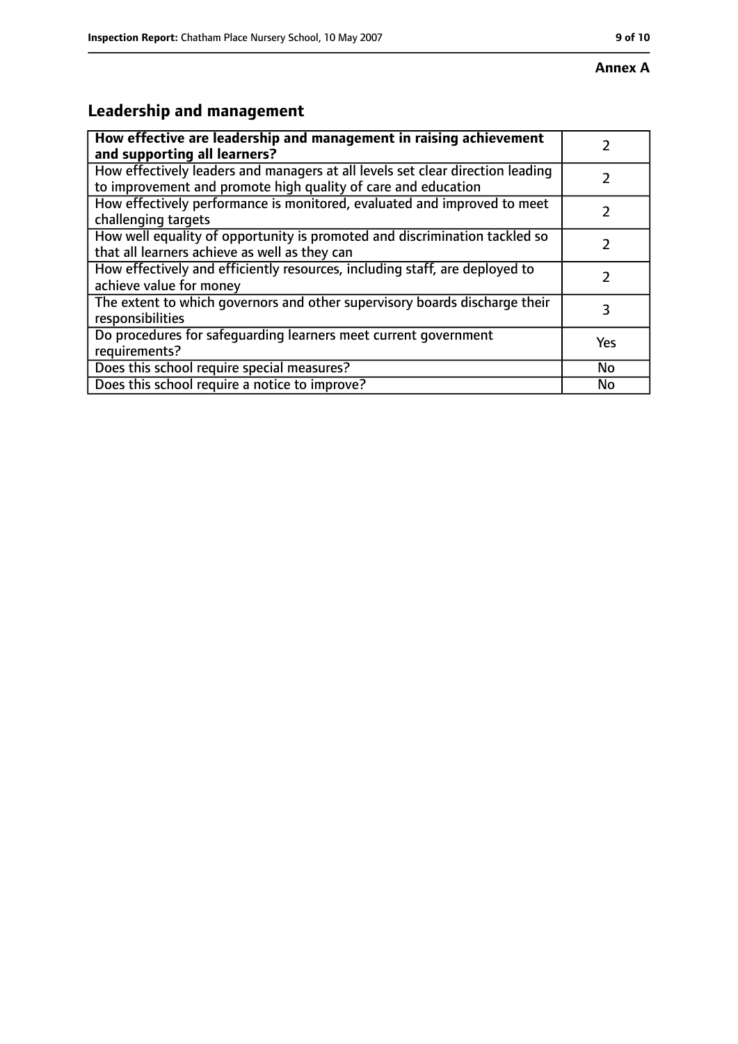**Annex A**

## Leadership and management

| **How effective are leadership and management in raising achievement and supporting all learners?** | 2 |
|---|---|
| How effectively leaders and managers at all levels set clear direction leading to improvement and promote high quality of care and education | 2 |
| How effectively performance is monitored, evaluated and improved to meet challenging targets | 2 |
| How well equality of opportunity is promoted and discrimination tackled so that all learners achieve as well as they can | 2 |
| How effectively and efficiently resources, including staff, are deployed to achieve value for money | 2 |
| The extent to which governors and other supervisory boards discharge their responsibilities | 3 |
| Do procedures for safeguarding learners meet current government requirements? | Yes |
| Does this school require special measures? | No |
| Does this school require a notice to improve? | No |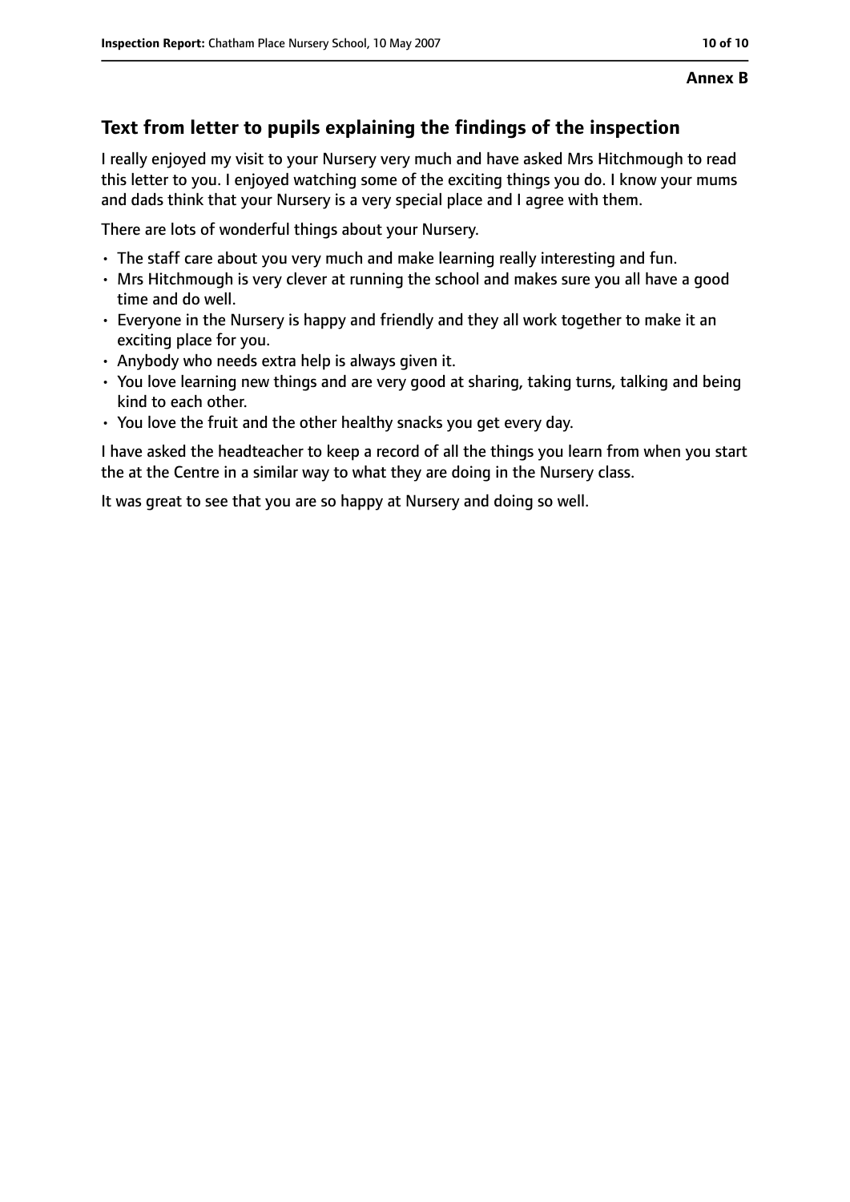**Annex B**

## Text from letter to pupils explaining the findings of the inspection

I really enjoyed my visit to your Nursery very much and have asked Mrs Hitchmough to read this letter to you. I enjoyed watching some of the exciting things you do. I know your mums and dads think that your Nursery is a very special place and I agree with them.

There are lots of wonderful things about your Nursery.

- The staff care about you very much and make learning really interesting and fun.
- Mrs Hitchmough is very clever at running the school and makes sure you all have a good time and do well.
- Everyone in the Nursery is happy and friendly and they all work together to make it an exciting place for you.
- Anybody who needs extra help is always given it.
- You love learning new things and are very good at sharing, taking turns, talking and being kind to each other.
- You love the fruit and the other healthy snacks you get every day.

I have asked the headteacher to keep a record of all the things you learn from when you start the at the Centre in a similar way to what they are doing in the Nursery class.

It was great to see that you are so happy at Nursery and doing so well.